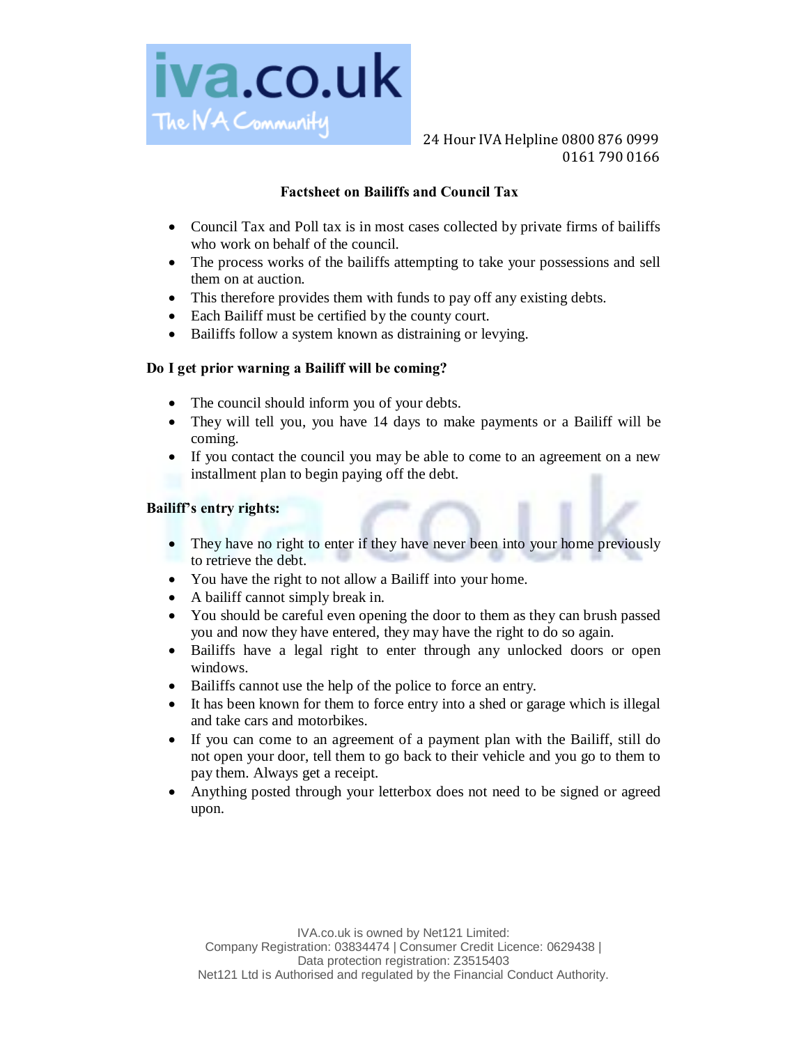24 Hour IVA Helpline 0800 876 0999
0161 790 0166

# Factsheet on Bailiffs and Council Tax

- Council Tax and Poll tax is in most cases collected by private firms of bailiffs who work on behalf of the council.
- The process works of the bailiffs attempting to take your possessions and sell them on at auction.
- This therefore provides them with funds to pay off any existing debts.
- Each Bailiff must be certified by the county court.
- Bailiffs follow a system known as distraining or levying.

## Do I get prior warning a Bailiff will be coming?

- The council should inform you of your debts.
- They will tell you, you have 14 days to make payments or a Bailiff will be coming.
- If you contact the council you may be able to come to an agreement on a new installment plan to begin paying off the debt.

## Bailiff's entry rights:

- They have no right to enter if they have never been into your home previously to retrieve the debt.
- You have the right to not allow a Bailiff into your home.
- A bailiff cannot simply break in.
- You should be careful even opening the door to them as they can brush passed you and now they have entered, they may have the right to do so again.
- Bailiffs have a legal right to enter through any unlocked doors or open windows.
- Bailiffs cannot use the help of the police to force an entry.
- It has been known for them to force entry into a shed or garage which is illegal and take cars and motorbikes.
- If you can come to an agreement of a payment plan with the Bailiff, still do not open your door, tell them to go back to their vehicle and you go to them to pay them. Always get a receipt.
- Anything posted through your letterbox does not need to be signed or agreed upon.

IVA.co.uk is owned by Net121 Limited:
Company Registration: 03834474 | Consumer Credit Licence: 0629438 |
Data protection registration: Z3515403
Net121 Ltd is Authorised and regulated by the Financial Conduct Authority.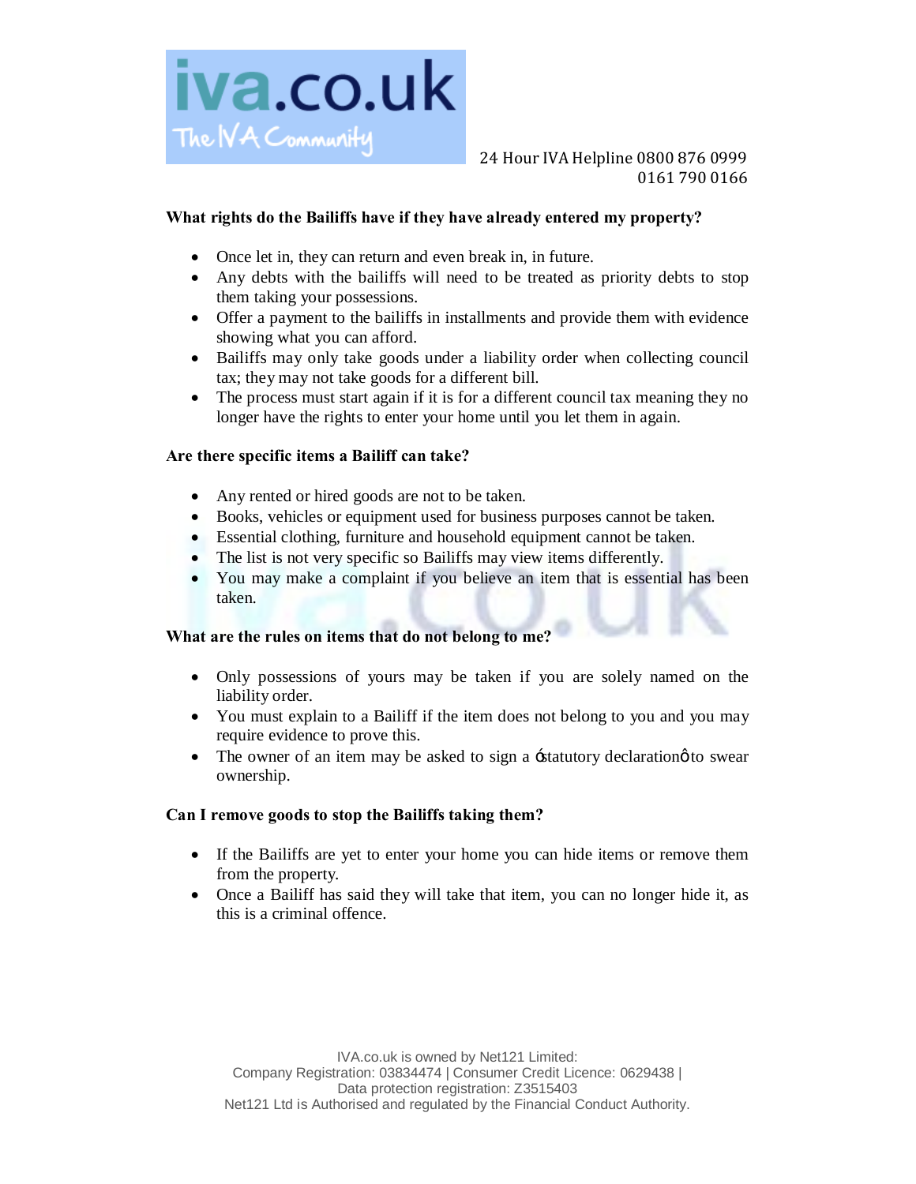**What rights do the Bailiffs have if they have already entered my property?**

- Once let in, they can return and even break in, in future.
- Any debts with the bailiffs will need to be treated as priority debts to stop them taking your possessions.
- Offer a payment to the bailiffs in installments and provide them with evidence showing what you can afford.
- Bailiffs may only take goods under a liability order when collecting council tax; they may not take goods for a different bill.
- The process must start again if it is for a different council tax meaning they no longer have the rights to enter your home until you let them in again.

**Are there specific items a Bailiff can take?**

- Any rented or hired goods are not to be taken.
- Books, vehicles or equipment used for business purposes cannot be taken.
- Essential clothing, furniture and household equipment cannot be taken.
- The list is not very specific so Bailiffs may view items differently.
- You may make a complaint if you believe an item that is essential has been taken.

**What are the rules on items that do not belong to me?**

- Only possessions of yours may be taken if you are solely named on the liability order.
- You must explain to a Bailiff if the item does not belong to you and you may require evidence to prove this.
- The owner of an item may be asked to sign a 'statutory declaration' to swear ownership.

**Can I remove goods to stop the Bailiffs taking them?**

- If the Bailiffs are yet to enter your home you can hide items or remove them from the property.
- Once a Bailiff has said they will take that item, you can no longer hide it, as this is a criminal offence.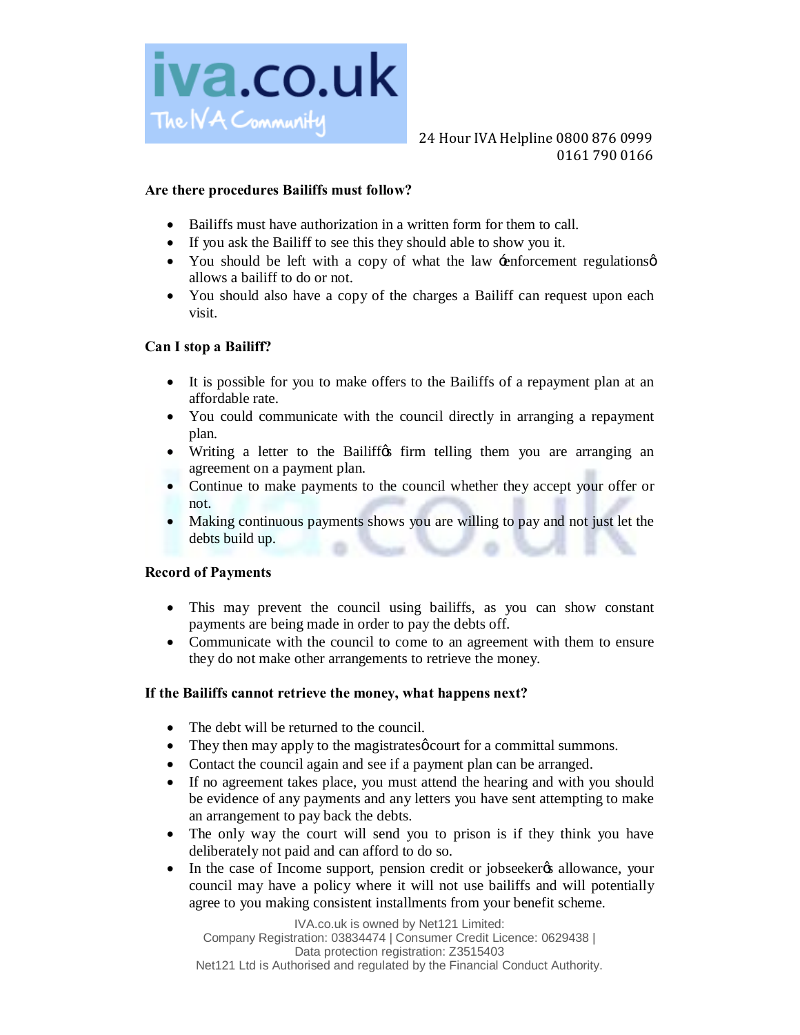24 Hour IVA Helpline 0800 876 0999
0161 790 0166

### Are there procedures Bailiffs must follow?

- Bailiffs must have authorization in a written form for them to call.
- If you ask the Bailiff to see this they should able to show you it.
- You should be left with a copy of what the law ‘enforcement regulations’ allows a bailiff to do or not.
- You should also have a copy of the charges a Bailiff can request upon each visit.

### Can I stop a Bailiff?

- It is possible for you to make offers to the Bailiffs of a repayment plan at an affordable rate.
- You could communicate with the council directly in arranging a repayment plan.
- Writing a letter to the Bailiff’s firm telling them you are arranging an agreement on a payment plan.
- Continue to make payments to the council whether they accept your offer or not.
- Making continuous payments shows you are willing to pay and not just let the debts build up.

### Record of Payments

- This may prevent the council using bailiffs, as you can show constant payments are being made in order to pay the debts off.
- Communicate with the council to come to an agreement with them to ensure they do not make other arrangements to retrieve the money.

### If the Bailiffs cannot retrieve the money, what happens next?

- The debt will be returned to the council.
- They then may apply to the magistrates’ court for a committal summons.
- Contact the council again and see if a payment plan can be arranged.
- If no agreement takes place, you must attend the hearing and with you should be evidence of any payments and any letters you have sent attempting to make an arrangement to pay back the debts.
- The only way the court will send you to prison is if they think you have deliberately not paid and can afford to do so.
- In the case of Income support, pension credit or jobseeker’s allowance, your council may have a policy where it will not use bailiffs and will potentially agree to you making consistent installments from your benefit scheme.

IVA.co.uk is owned by Net121 Limited:
Company Registration: 03834474 | Consumer Credit Licence: 0629438 |
Data protection registration: Z3515403
Net121 Ltd is Authorised and regulated by the Financial Conduct Authority.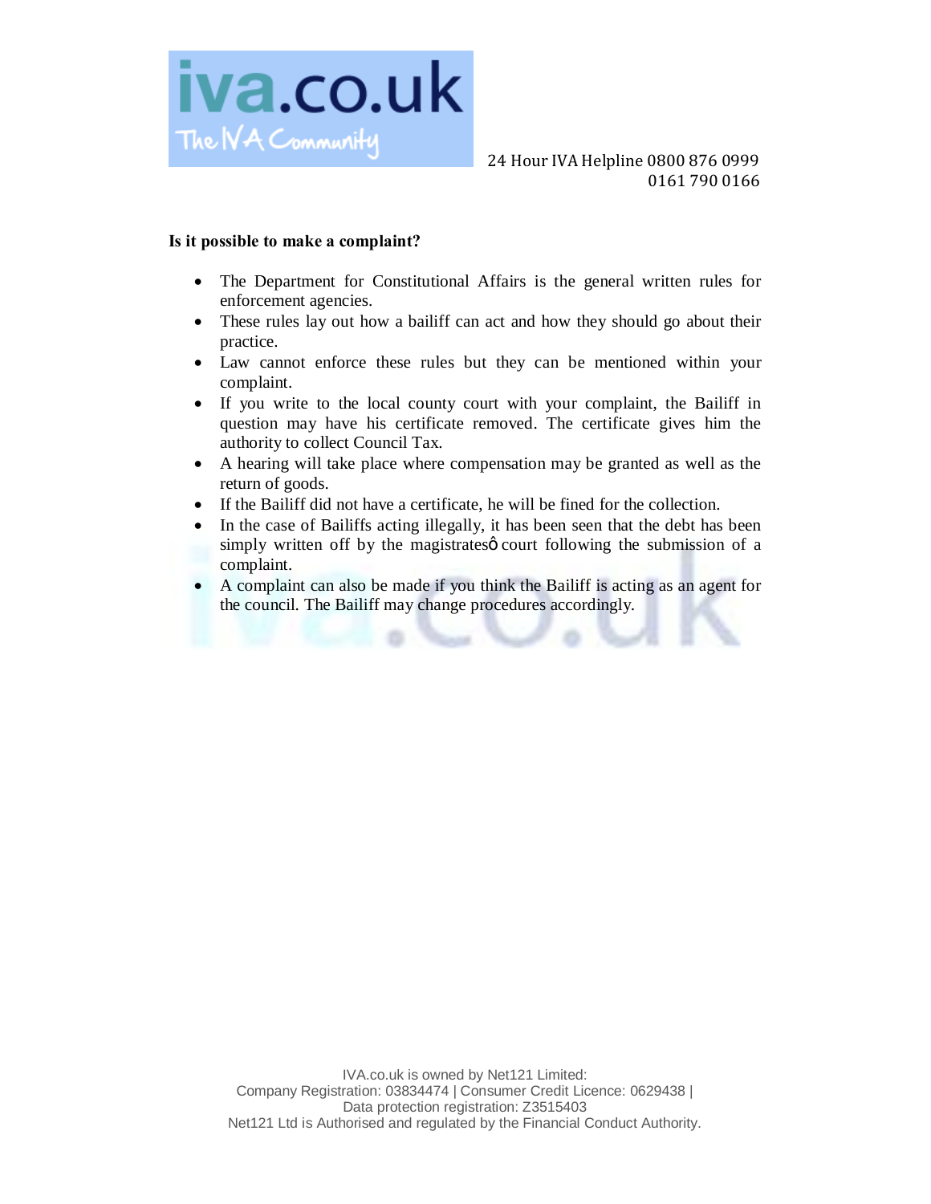**Is it possible to make a complaint?**

- The Department for Constitutional Affairs is the general written rules for enforcement agencies.
- These rules lay out how a bailiff can act and how they should go about their practice.
- Law cannot enforce these rules but they can be mentioned within your complaint.
- If you write to the local county court with your complaint, the Bailiff in question may have his certificate removed. The certificate gives him the authority to collect Council Tax.
- A hearing will take place where compensation may be granted as well as the return of goods.
- If the Bailiff did not have a certificate, he will be fined for the collection.
- In the case of Bailiffs acting illegally, it has been seen that the debt has been simply written off by the magistratesô court following the submission of a complaint.
- A complaint can also be made if you think the Bailiff is acting as an agent for the council. The Bailiff may change procedures accordingly.